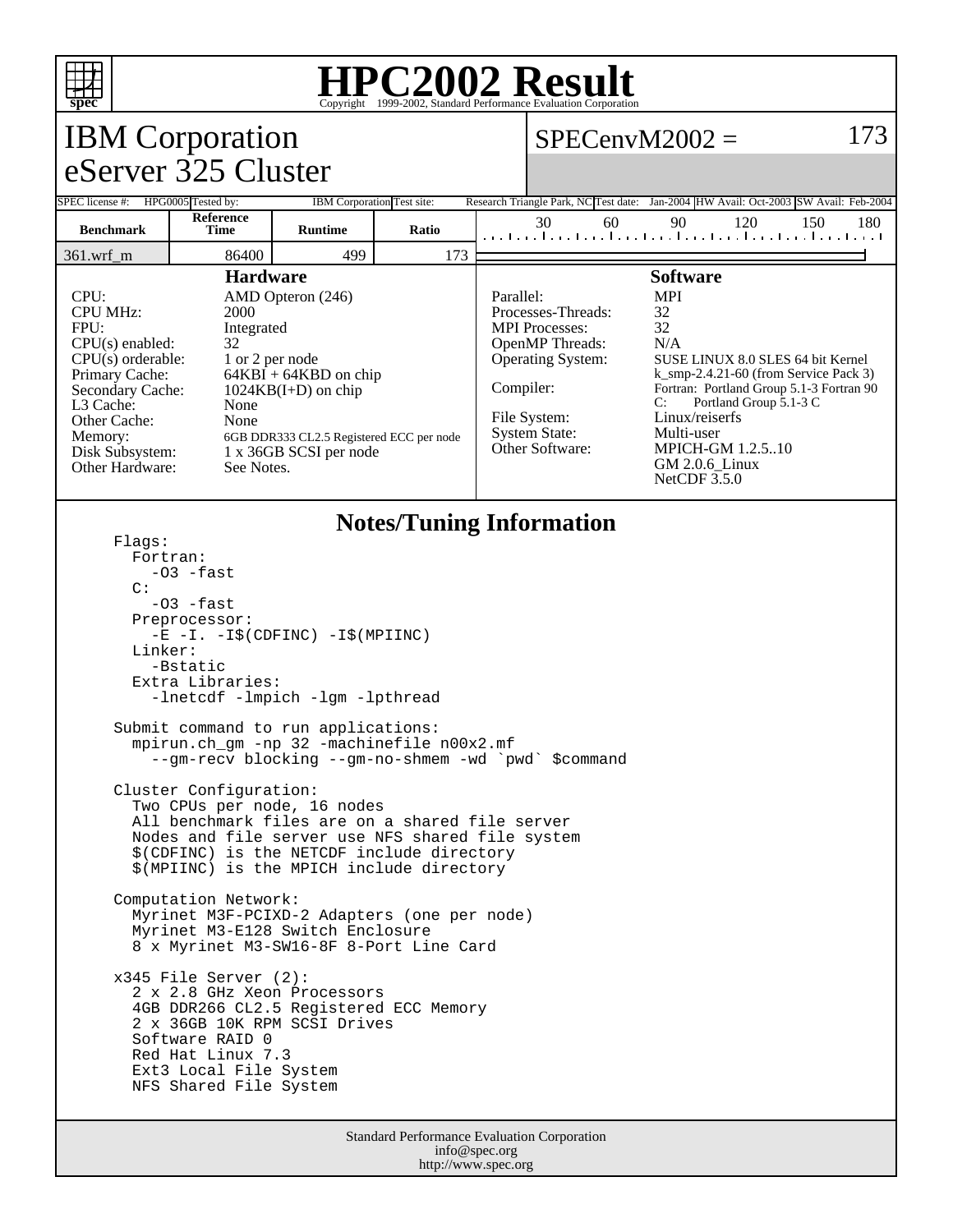# HPC2002 Result

Copyright 1999-2002, Standard Performance Evaluation Corporation

## IBM Corporation
## eServer 325 Cluster

**SPECenvM2002 = 173**

| SPEC license #: | HPG0005 | Tested by: | IBM Corporation | Test site: | Research Triangle Park, NC | Test date: | Jan-2004 | HW Avail: | Oct-2003 | SW Avail: | Feb-2004 |
|---|---|---|---|---|---|---|---|---|---|---|---|

| Benchmark | Reference Time | Runtime | Ratio |
|---|---|---|---|
| 361.wrf_m | 86400 | 499 | 173 |

### Hardware

| | |
|---|---|
| CPU: | AMD Opteron (246) |
| CPU MHz: | 2000 |
| FPU: | Integrated |
| CPU(s) enabled: | 32 |
| CPU(s) orderable: | 1 or 2 per node |
| Primary Cache: | 64KBI + 64KBD on chip |
| Secondary Cache: | 1024KB(I+D) on chip |
| L3 Cache: | None |
| Other Cache: | None |
| Memory: | 6GB DDR333 CL2.5 Registered ECC per node |
| Disk Subsystem: | 1 x 36GB SCSI per node |
| Other Hardware: | See Notes. |

### Software

| | |
|---|---|
| Parallel: | MPI |
| Processes-Threads: | 32 |
| MPI Processes: | 32 |
| OpenMP Threads: | N/A |
| Operating System: | SUSE LINUX 8.0 SLES 64 bit Kernel k_smp-2.4.21-60 (from Service Pack 3) |
| Compiler: | Fortran: Portland Group 5.1-3 Fortran 90<br>C: Portland Group 5.1-3 C |
| File System: | Linux/reiserfs |
| System State: | Multi-user |
| Other Software: | MPICH-GM 1.2.5..10<br>GM 2.0.6_Linux<br>NetCDF 3.5.0 |

### Notes/Tuning Information

```
Flags:
  Fortran:
    -O3 -fast
  C:
    -O3 -fast
  Preprocessor:
    -E -I. -I$(CDFINC) -I$(MPIINC)
  Linker:
    -Bstatic
  Extra Libraries:
    -lnetcdf -lmpich -lgm -lpthread

Submit command to run applications:
  mpirun.ch_gm -np 32 -machinefile n00x2.mf
    --gm-recv blocking --gm-no-shmem -wd `pwd` $command

Cluster Configuration:
  Two CPUs per node, 16 nodes
  All benchmark files are on a shared file server
  Nodes and file server use NFS shared file system
  $(CDFINC) is the NETCDF include directory
  $(MPIINC) is the MPICH include directory

Computation Network:
  Myrinet M3F-PCIXD-2 Adapters (one per node)
  Myrinet M3-E128 Switch Enclosure
  8 x Myrinet M3-SW16-8F 8-Port Line Card

x345 File Server (2):
  2 x 2.8 GHz Xeon Processors
  4GB DDR266 CL2.5 Registered ECC Memory
  2 x 36GB 10K RPM SCSI Drives
  Software RAID 0
  Red Hat Linux 7.3
  Ext3 Local File System
  NFS Shared File System
```

Standard Performance Evaluation Corporation
info@spec.org
http://www.spec.org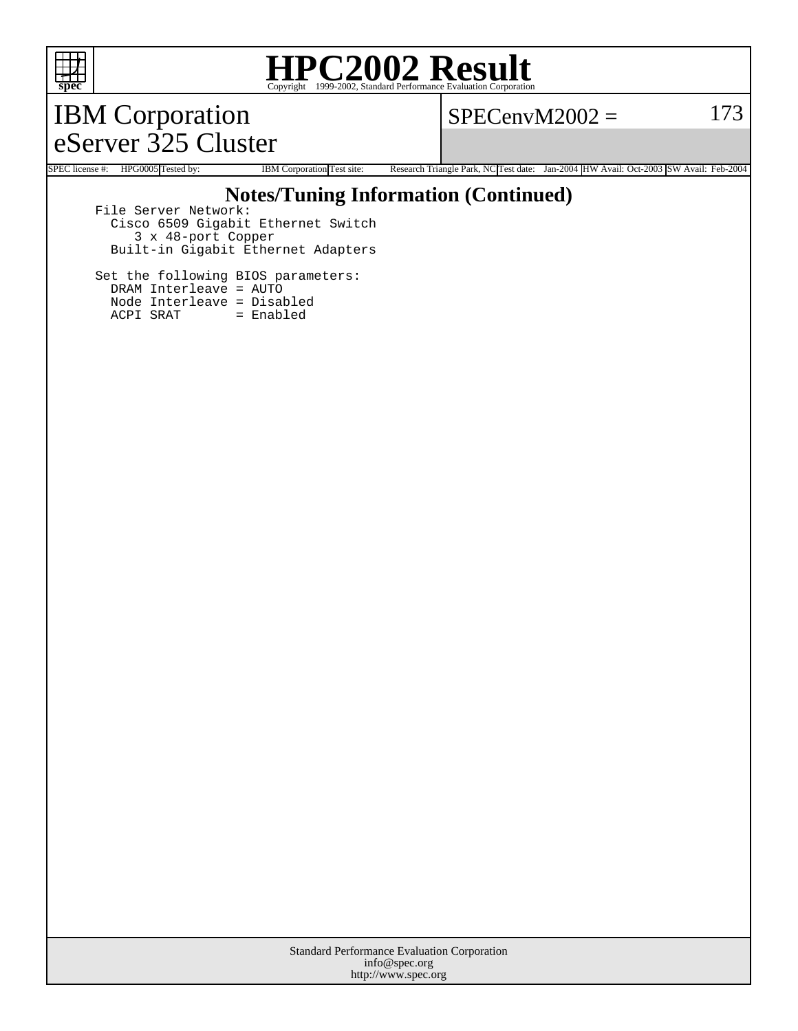# HPC2002 Result

Copyright 1999-2002, Standard Performance Evaluation Corporation

## IBM Corporation
## eServer 325 Cluster

SPECenvM2002 = 173

| SPEC license #: | HPG0005 | Tested by: | IBM Corporation | Test site: | Research Triangle Park, NC | Test date: | Jan-2004 | HW Avail: | Oct-2003 | SW Avail: | Feb-2004 |
|---|---|---|---|---|---|---|---|---|---|---|---|

### Notes/Tuning Information (Continued)

```
File Server Network:
  Cisco 6509 Gigabit Ethernet Switch
     3 x 48-port Copper
  Built-in Gigabit Ethernet Adapters

Set the following BIOS parameters:
  DRAM Interleave = AUTO
  Node Interleave = Disabled
  ACPI SRAT       = Enabled
```

Standard Performance Evaluation Corporation
info@spec.org
http://www.spec.org